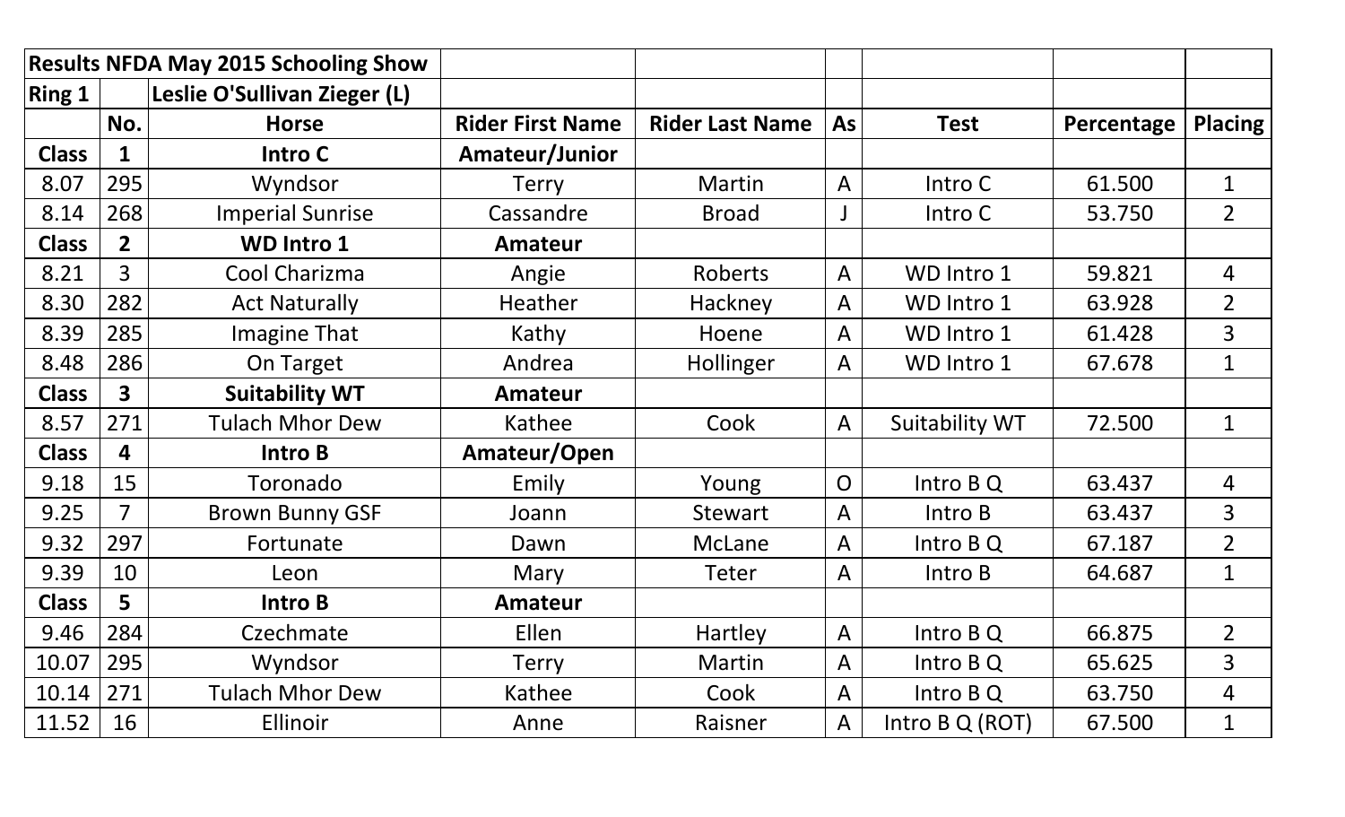| Results NFDA May 2015 Schooling Show | | | | | | | | |
|---|---|---|---|---|---|---|---|---|
| **Ring 1** | | **Leslie O'Sullivan Zieger (L)** | | | | | | |
| | **No.** | **Horse** | **Rider First Name** | **Rider Last Name** | **As** | **Test** | **Percentage** | **Placing** |
| **Class** | **1** | **Intro C** | **Amateur/Junior** | | | | | |
| 8.07 | 295 | Wyndsor | Terry | Martin | A | Intro C | 61.500 | 1 |
| 8.14 | 268 | Imperial Sunrise | Cassandre | Broad | J | Intro C | 53.750 | 2 |
| **Class** | **2** | **WD Intro 1** | **Amateur** | | | | | |
| 8.21 | 3 | Cool Charizma | Angie | Roberts | A | WD Intro 1 | 59.821 | 4 |
| 8.30 | 282 | Act Naturally | Heather | Hackney | A | WD Intro 1 | 63.928 | 2 |
| 8.39 | 285 | Imagine That | Kathy | Hoene | A | WD Intro 1 | 61.428 | 3 |
| 8.48 | 286 | On Target | Andrea | Hollinger | A | WD Intro 1 | 67.678 | 1 |
| **Class** | **3** | **Suitability WT** | **Amateur** | | | | | |
| 8.57 | 271 | Tulach Mhor Dew | Kathee | Cook | A | Suitability WT | 72.500 | 1 |
| **Class** | **4** | **Intro B** | **Amateur/Open** | | | | | |
| 9.18 | 15 | Toronado | Emily | Young | O | Intro B Q | 63.437 | 4 |
| 9.25 | 7 | Brown Bunny GSF | Joann | Stewart | A | Intro B | 63.437 | 3 |
| 9.32 | 297 | Fortunate | Dawn | McLane | A | Intro B Q | 67.187 | 2 |
| 9.39 | 10 | Leon | Mary | Teter | A | Intro B | 64.687 | 1 |
| **Class** | **5** | **Intro B** | **Amateur** | | | | | |
| 9.46 | 284 | Czechmate | Ellen | Hartley | A | Intro B Q | 66.875 | 2 |
| 10.07 | 295 | Wyndsor | Terry | Martin | A | Intro B Q | 65.625 | 3 |
| 10.14 | 271 | Tulach Mhor Dew | Kathee | Cook | A | Intro B Q | 63.750 | 4 |
| 11.52 | 16 | Ellinoir | Anne | Raisner | A | Intro B Q (ROT) | 67.500 | 1 |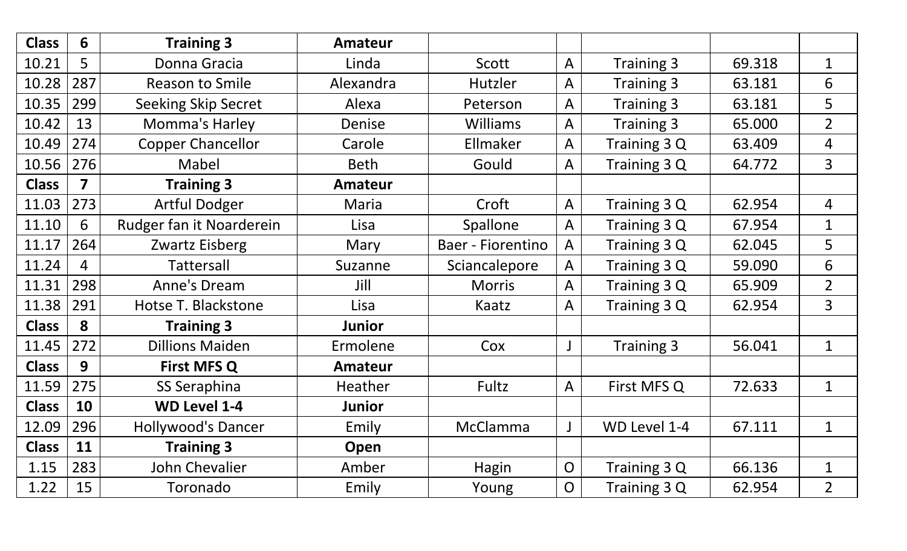| Class | 6 | Training 3 | Amateur | | | | | |
|---|---|---|---|---|---|---|---|---|
| 10.21 | 5 | Donna Gracia | Linda | Scott | A | Training 3 | 69.318 | 1 |
| 10.28 | 287 | Reason to Smile | Alexandra | Hutzler | A | Training 3 | 63.181 | 6 |
| 10.35 | 299 | Seeking Skip Secret | Alexa | Peterson | A | Training 3 | 63.181 | 5 |
| 10.42 | 13 | Momma's Harley | Denise | Williams | A | Training 3 | 65.000 | 2 |
| 10.49 | 274 | Copper Chancellor | Carole | Ellmaker | A | Training 3 Q | 63.409 | 4 |
| 10.56 | 276 | Mabel | Beth | Gould | A | Training 3 Q | 64.772 | 3 |
| **Class** | **7** | **Training 3** | **Amateur** | | | | | |
| 11.03 | 273 | Artful Dodger | Maria | Croft | A | Training 3 Q | 62.954 | 4 |
| 11.10 | 6 | Rudger fan it Noarderein | Lisa | Spallone | A | Training 3 Q | 67.954 | 1 |
| 11.17 | 264 | Zwartz Eisberg | Mary | Baer - Fiorentino | A | Training 3 Q | 62.045 | 5 |
| 11.24 | 4 | Tattersall | Suzanne | Sciancalepore | A | Training 3 Q | 59.090 | 6 |
| 11.31 | 298 | Anne's Dream | Jill | Morris | A | Training 3 Q | 65.909 | 2 |
| 11.38 | 291 | Hotse T. Blackstone | Lisa | Kaatz | A | Training 3 Q | 62.954 | 3 |
| **Class** | **8** | **Training 3** | **Junior** | | | | | |
| 11.45 | 272 | Dillions Maiden | Ermolene | Cox | J | Training 3 | 56.041 | 1 |
| **Class** | **9** | **First MFS Q** | **Amateur** | | | | | |
| 11.59 | 275 | SS Seraphina | Heather | Fultz | A | First MFS Q | 72.633 | 1 |
| **Class** | **10** | **WD Level 1-4** | **Junior** | | | | | |
| 12.09 | 296 | Hollywood's Dancer | Emily | McClamma | J | WD Level 1-4 | 67.111 | 1 |
| **Class** | **11** | **Training 3** | **Open** | | | | | |
| 1.15 | 283 | John Chevalier | Amber | Hagin | O | Training 3 Q | 66.136 | 1 |
| 1.22 | 15 | Toronado | Emily | Young | O | Training 3 Q | 62.954 | 2 |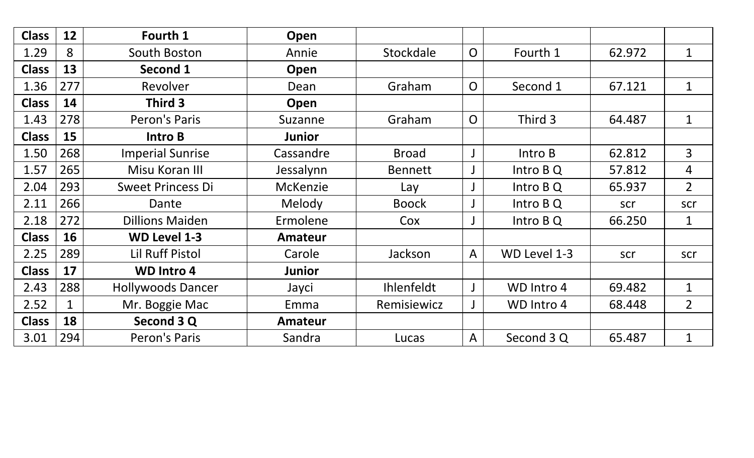| **Class** | **12** | **Fourth 1** | **Open** | | | | | |
|---|---|---|---|---|---|---|---|---|
| 1.29 | 8 | South Boston | Annie | Stockdale | O | Fourth 1 | 62.972 | 1 |
| **Class** | **13** | **Second 1** | **Open** | | | | | |
| 1.36 | 277 | Revolver | Dean | Graham | O | Second 1 | 67.121 | 1 |
| **Class** | **14** | **Third 3** | **Open** | | | | | |
| 1.43 | 278 | Peron's Paris | Suzanne | Graham | O | Third 3 | 64.487 | 1 |
| **Class** | **15** | **Intro B** | **Junior** | | | | | |
| 1.50 | 268 | Imperial Sunrise | Cassandre | Broad | J | Intro B | 62.812 | 3 |
| 1.57 | 265 | Misu Koran III | Jessalynn | Bennett | J | Intro B Q | 57.812 | 4 |
| 2.04 | 293 | Sweet Princess Di | McKenzie | Lay | J | Intro B Q | 65.937 | 2 |
| 2.11 | 266 | Dante | Melody | Boock | J | Intro B Q | scr | scr |
| 2.18 | 272 | Dillions Maiden | Ermolene | Cox | J | Intro B Q | 66.250 | 1 |
| **Class** | **16** | **WD Level 1-3** | **Amateur** | | | | | |
| 2.25 | 289 | Lil Ruff Pistol | Carole | Jackson | A | WD Level 1-3 | scr | scr |
| **Class** | **17** | **WD Intro 4** | **Junior** | | | | | |
| 2.43 | 288 | Hollywoods Dancer | Jayci | Ihlenfeldt | J | WD Intro 4 | 69.482 | 1 |
| 2.52 | 1 | Mr. Boggie Mac | Emma | Remisiewicz | J | WD Intro 4 | 68.448 | 2 |
| **Class** | **18** | **Second 3 Q** | **Amateur** | | | | | |
| 3.01 | 294 | Peron's Paris | Sandra | Lucas | A | Second 3 Q | 65.487 | 1 |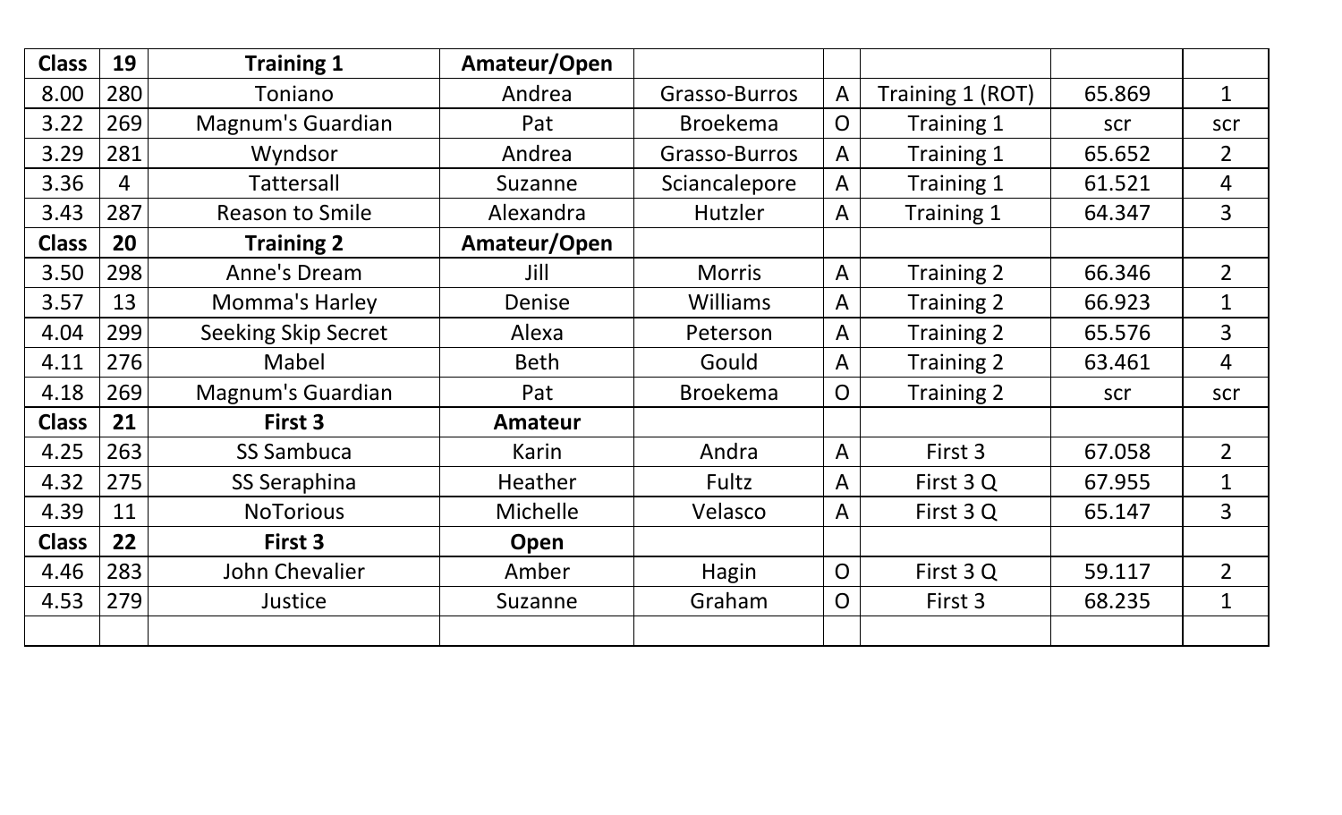| Class | 19 | Training 1 | Amateur/Open | | | | | |
|---|---|---|---|---|---|---|---|---|
| 8.00 | 280 | Toniano | Andrea | Grasso-Burros | A | Training 1 (ROT) | 65.869 | 1 |
| 3.22 | 269 | Magnum's Guardian | Pat | Broekema | O | Training 1 | scr | scr |
| 3.29 | 281 | Wyndsor | Andrea | Grasso-Burros | A | Training 1 | 65.652 | 2 |
| 3.36 | 4 | Tattersall | Suzanne | Sciancalepore | A | Training 1 | 61.521 | 4 |
| 3.43 | 287 | Reason to Smile | Alexandra | Hutzler | A | Training 1 | 64.347 | 3 |
| **Class** | **20** | **Training 2** | **Amateur/Open** | | | | | |
| 3.50 | 298 | Anne's Dream | Jill | Morris | A | Training 2 | 66.346 | 2 |
| 3.57 | 13 | Momma's Harley | Denise | Williams | A | Training 2 | 66.923 | 1 |
| 4.04 | 299 | Seeking Skip Secret | Alexa | Peterson | A | Training 2 | 65.576 | 3 |
| 4.11 | 276 | Mabel | Beth | Gould | A | Training 2 | 63.461 | 4 |
| 4.18 | 269 | Magnum's Guardian | Pat | Broekema | O | Training 2 | scr | scr |
| **Class** | **21** | **First 3** | **Amateur** | | | | | |
| 4.25 | 263 | SS Sambuca | Karin | Andra | A | First 3 | 67.058 | 2 |
| 4.32 | 275 | SS Seraphina | Heather | Fultz | A | First 3 Q | 67.955 | 1 |
| 4.39 | 11 | NoTorious | Michelle | Velasco | A | First 3 Q | 65.147 | 3 |
| **Class** | **22** | **First 3** | **Open** | | | | | |
| 4.46 | 283 | John Chevalier | Amber | Hagin | O | First 3 Q | 59.117 | 2 |
| 4.53 | 279 | Justice | Suzanne | Graham | O | First 3 | 68.235 | 1 |
| | | | | | | | | |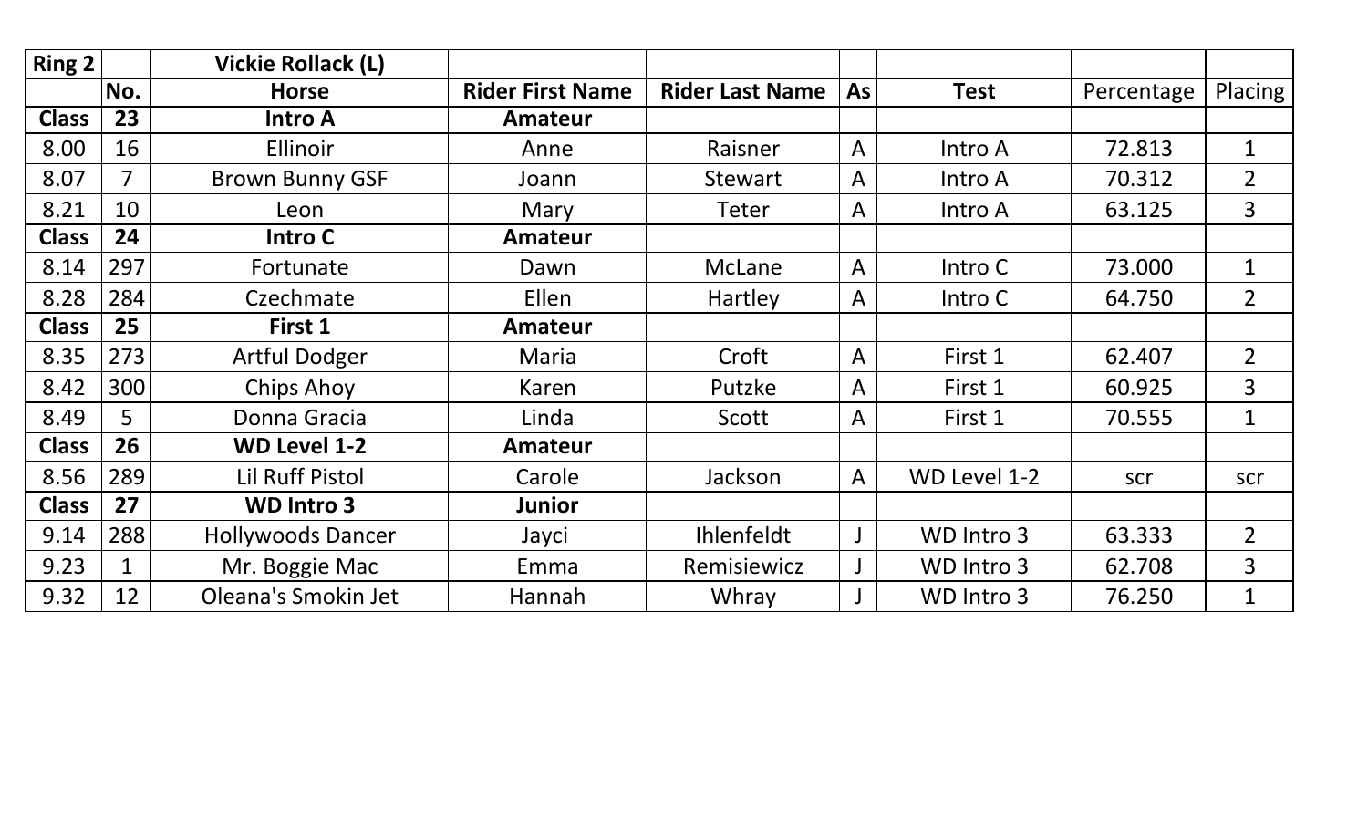| Ring 2 | | Vickie Rollack (L) | | | | | | |
|---|---|---|---|---|---|---|---|---|
| | No. | Horse | Rider First Name | Rider Last Name | As | Test | Percentage | Placing |
| **Class** | **23** | **Intro A** | **Amateur** | | | | | |
| 8.00 | 16 | Ellinoir | Anne | Raisner | A | Intro A | 72.813 | 1 |
| 8.07 | 7 | Brown Bunny GSF | Joann | Stewart | A | Intro A | 70.312 | 2 |
| 8.21 | 10 | Leon | Mary | Teter | A | Intro A | 63.125 | 3 |
| **Class** | **24** | **Intro C** | **Amateur** | | | | | |
| 8.14 | 297 | Fortunate | Dawn | McLane | A | Intro C | 73.000 | 1 |
| 8.28 | 284 | Czechmate | Ellen | Hartley | A | Intro C | 64.750 | 2 |
| **Class** | **25** | **First 1** | **Amateur** | | | | | |
| 8.35 | 273 | Artful Dodger | Maria | Croft | A | First 1 | 62.407 | 2 |
| 8.42 | 300 | Chips Ahoy | Karen | Putzke | A | First 1 | 60.925 | 3 |
| 8.49 | 5 | Donna Gracia | Linda | Scott | A | First 1 | 70.555 | 1 |
| **Class** | **26** | **WD Level 1-2** | **Amateur** | | | | | |
| 8.56 | 289 | Lil Ruff Pistol | Carole | Jackson | A | WD Level 1-2 | scr | scr |
| **Class** | **27** | **WD Intro 3** | **Junior** | | | | | |
| 9.14 | 288 | Hollywoods Dancer | Jayci | Ihlenfeldt | J | WD Intro 3 | 63.333 | 2 |
| 9.23 | 1 | Mr. Boggie Mac | Emma | Remisiewicz | J | WD Intro 3 | 62.708 | 3 |
| 9.32 | 12 | Oleana's Smokin Jet | Hannah | Whray | J | WD Intro 3 | 76.250 | 1 |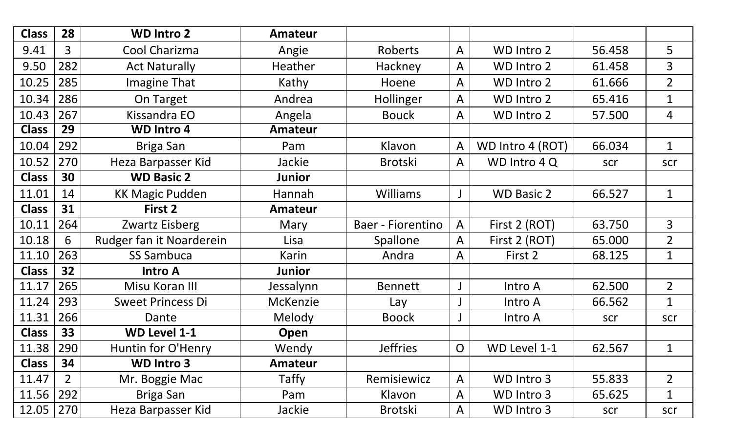| Class | 28 | WD Intro 2 | Amateur | | | | | |
|---|---|---|---|---|---|---|---|---|
| 9.41 | 3 | Cool Charizma | Angie | Roberts | A | WD Intro 2 | 56.458 | 5 |
| 9.50 | 282 | Act Naturally | Heather | Hackney | A | WD Intro 2 | 61.458 | 3 |
| 10.25 | 285 | Imagine That | Kathy | Hoene | A | WD Intro 2 | 61.666 | 2 |
| 10.34 | 286 | On Target | Andrea | Hollinger | A | WD Intro 2 | 65.416 | 1 |
| 10.43 | 267 | Kissandra EO | Angela | Bouck | A | WD Intro 2 | 57.500 | 4 |
| **Class** | **29** | **WD Intro 4** | **Amateur** | | | | | |
| 10.04 | 292 | Briga San | Pam | Klavon | A | WD Intro 4 (ROT) | 66.034 | 1 |
| 10.52 | 270 | Heza Barpasser Kid | Jackie | Brotski | A | WD Intro 4 Q | scr | scr |
| **Class** | **30** | **WD Basic 2** | **Junior** | | | | | |
| 11.01 | 14 | KK Magic Pudden | Hannah | Williams | J | WD Basic 2 | 66.527 | 1 |
| **Class** | **31** | **First 2** | **Amateur** | | | | | |
| 10.11 | 264 | Zwartz Eisberg | Mary | Baer - Fiorentino | A | First 2 (ROT) | 63.750 | 3 |
| 10.18 | 6 | Rudger fan it Noarderein | Lisa | Spallone | A | First 2 (ROT) | 65.000 | 2 |
| 11.10 | 263 | SS Sambuca | Karin | Andra | A | First 2 | 68.125 | 1 |
| **Class** | **32** | **Intro A** | **Junior** | | | | | |
| 11.17 | 265 | Misu Koran III | Jessalynn | Bennett | J | Intro A | 62.500 | 2 |
| 11.24 | 293 | Sweet Princess Di | McKenzie | Lay | J | Intro A | 66.562 | 1 |
| 11.31 | 266 | Dante | Melody | Boock | J | Intro A | scr | scr |
| **Class** | **33** | **WD Level 1-1** | **Open** | | | | | |
| 11.38 | 290 | Huntin for O'Henry | Wendy | Jeffries | O | WD Level 1-1 | 62.567 | 1 |
| **Class** | **34** | **WD Intro 3** | **Amateur** | | | | | |
| 11.47 | 2 | Mr. Boggie Mac | Taffy | Remisiewicz | A | WD Intro 3 | 55.833 | 2 |
| 11.56 | 292 | Briga San | Pam | Klavon | A | WD Intro 3 | 65.625 | 1 |
| 12.05 | 270 | Heza Barpasser Kid | Jackie | Brotski | A | WD Intro 3 | scr | scr |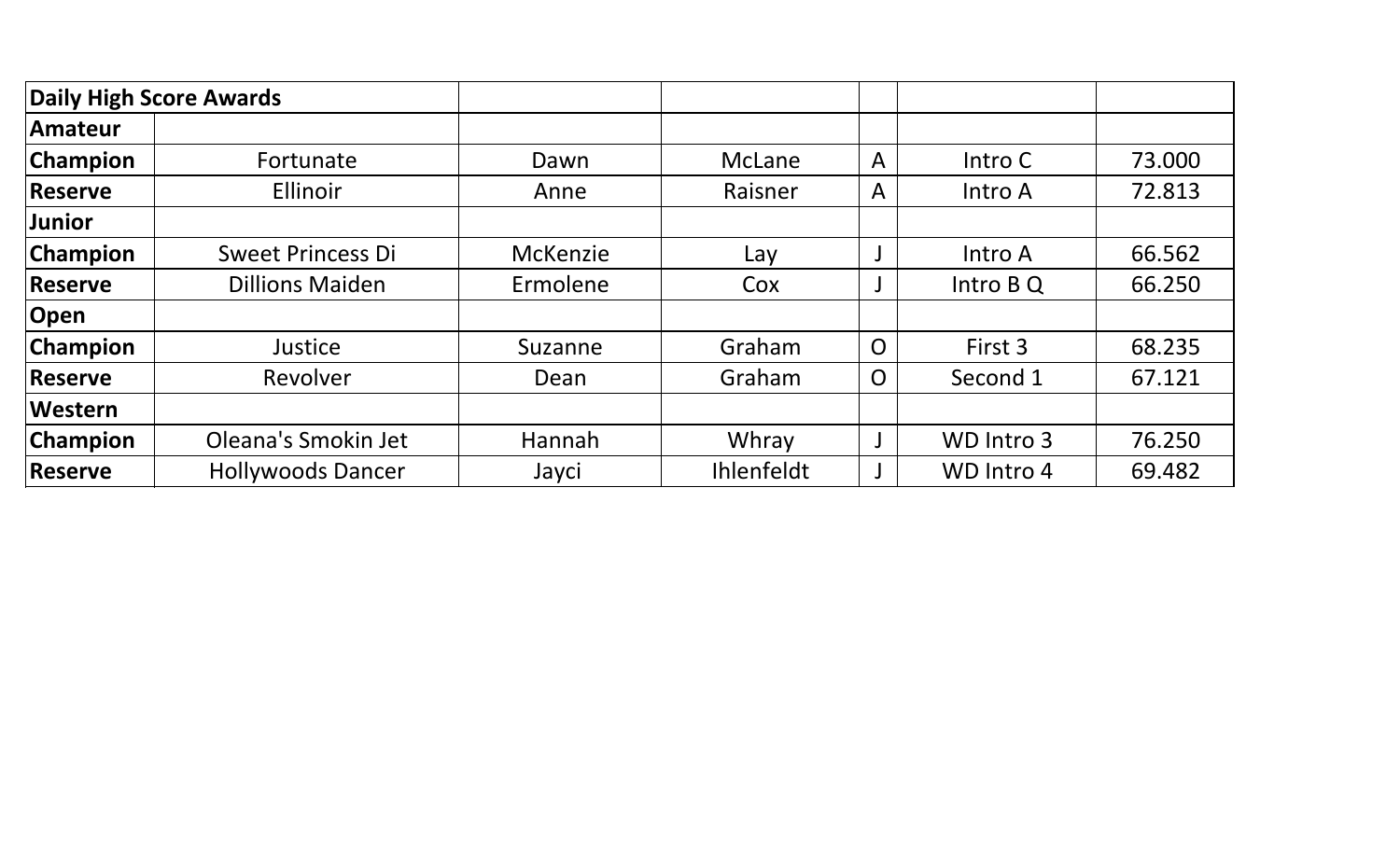| | | | | | | |
|---|---|---|---|---|---|---|
| **Daily High Score Awards** | | | | | | |
| **Amateur** | | | | | | |
| **Champion** | Fortunate | Dawn | McLane | A | Intro C | 73.000 |
| **Reserve** | Ellinoir | Anne | Raisner | A | Intro A | 72.813 |
| **Junior** | | | | | | |
| **Champion** | Sweet Princess Di | McKenzie | Lay | J | Intro A | 66.562 |
| **Reserve** | Dillions Maiden | Ermolene | Cox | J | Intro B Q | 66.250 |
| **Open** | | | | | | |
| **Champion** | Justice | Suzanne | Graham | O | First 3 | 68.235 |
| **Reserve** | Revolver | Dean | Graham | O | Second 1 | 67.121 |
| **Western** | | | | | | |
| **Champion** | Oleana's Smokin Jet | Hannah | Whray | J | WD Intro 3 | 76.250 |
| **Reserve** | Hollywoods Dancer | Jayci | Ihlenfeldt | J | WD Intro 4 | 69.482 |